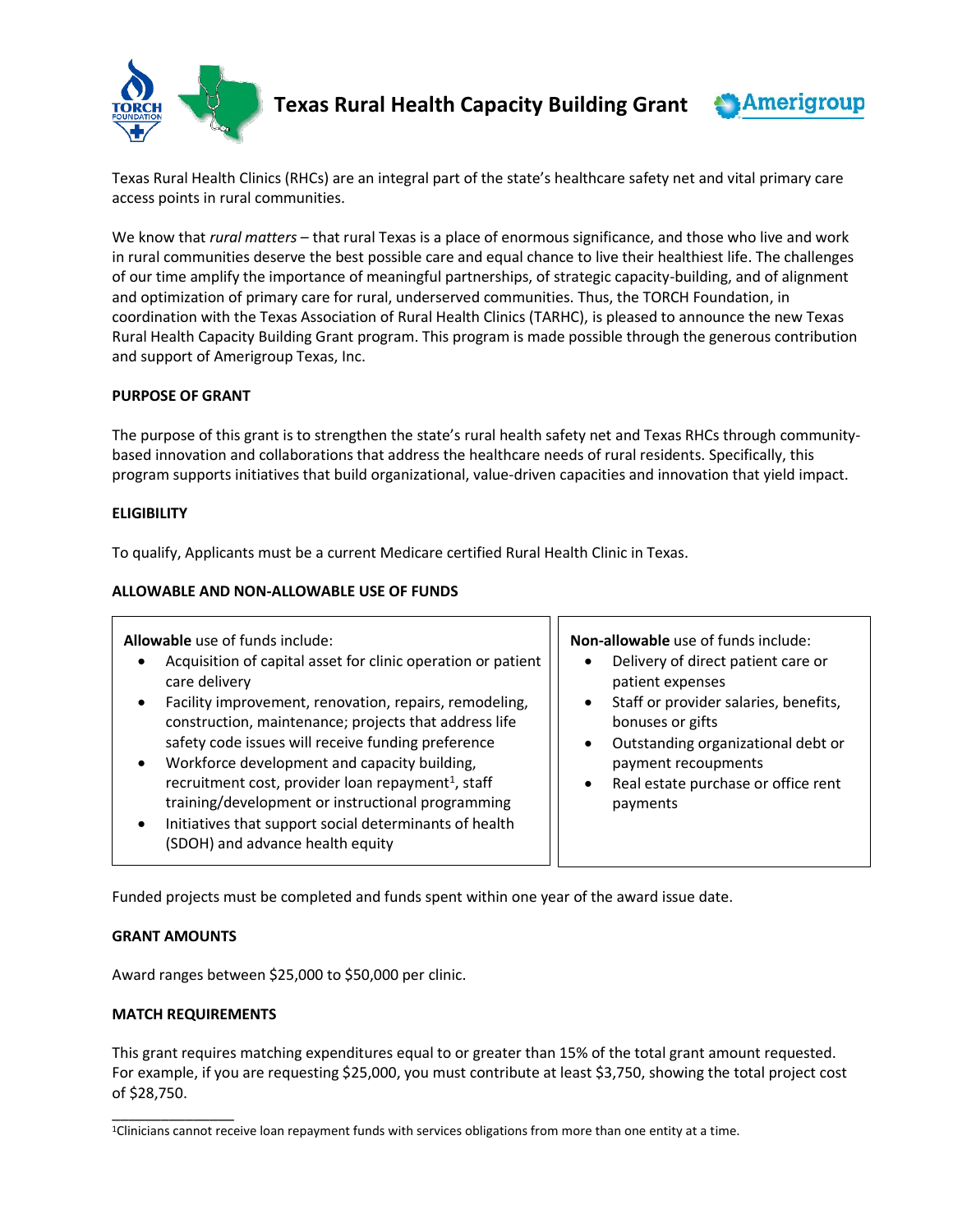# Texas Rural Health Capacity Building Grant

Texas Rural Health Clinics (RHCs) are an integral part of the state's healthcare safety net and vital primary care access points in rural communities.

We know that *rural matters* – that rural Texas is a place of enormous significance, and those who live and work in rural communities deserve the best possible care and equal chance to live their healthiest life. The challenges of our time amplify the importance of meaningful partnerships, of strategic capacity-building, and of alignment and optimization of primary care for rural, underserved communities. Thus, the TORCH Foundation, in coordination with the Texas Association of Rural Health Clinics (TARHC), is pleased to announce the new Texas Rural Health Capacity Building Grant program. This program is made possible through the generous contribution and support of Amerigroup Texas, Inc.

## PURPOSE OF GRANT

The purpose of this grant is to strengthen the state's rural health safety net and Texas RHCs through community-based innovation and collaborations that address the healthcare needs of rural residents. Specifically, this program supports initiatives that build organizational, value-driven capacities and innovation that yield impact.

## ELIGIBILITY

To qualify, Applicants must be a current Medicare certified Rural Health Clinic in Texas.

## ALLOWABLE AND NON-ALLOWABLE USE OF FUNDS

**Allowable** use of funds include:

- Acquisition of capital asset for clinic operation or patient care delivery
- Facility improvement, renovation, repairs, remodeling, construction, maintenance; projects that address life safety code issues will receive funding preference
- Workforce development and capacity building, recruitment cost, provider loan repayment[1], staff training/development or instructional programming
- Initiatives that support social determinants of health (SDOH) and advance health equity

**Non-allowable** use of funds include:

- Delivery of direct patient care or patient expenses
- Staff or provider salaries, benefits, bonuses or gifts
- Outstanding organizational debt or payment recoupments
- Real estate purchase or office rent payments

Funded projects must be completed and funds spent within one year of the award issue date.

## GRANT AMOUNTS

Award ranges between $25,000 to $50,000 per clinic.

## MATCH REQUIREMENTS

This grant requires matching expenditures equal to or greater than 15% of the total grant amount requested. For example, if you are requesting $25,000, you must contribute at least $3,750, showing the total project cost of $28,750.

---

[1]Clinicians cannot receive loan repayment funds with services obligations from more than one entity at a time.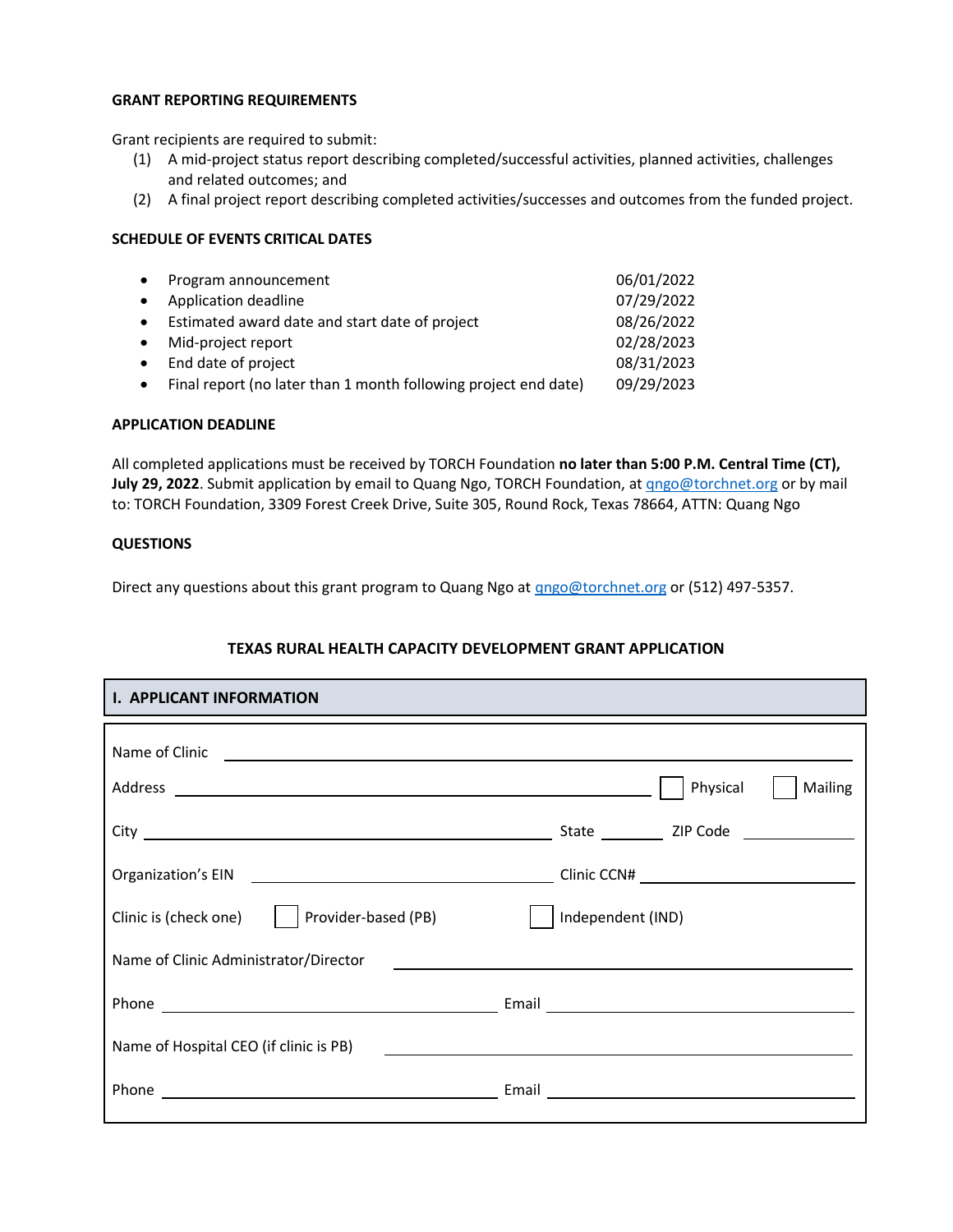### GRANT REPORTING REQUIREMENTS

Grant recipients are required to submit:

(1) A mid-project status report describing completed/successful activities, planned activities, challenges and related outcomes; and
(2) A final project report describing completed activities/successes and outcomes from the funded project.

### SCHEDULE OF EVENTS CRITICAL DATES

| | |
|---|---|
| • Program announcement | 06/01/2022 |
| • Application deadline | 07/29/2022 |
| • Estimated award date and start date of project | 08/26/2022 |
| • Mid-project report | 02/28/2023 |
| • End date of project | 08/31/2023 |
| • Final report (no later than 1 month following project end date) | 09/29/2023 |

### APPLICATION DEADLINE

All completed applications must be received by TORCH Foundation **no later than 5:00 P.M. Central Time (CT), July 29, 2022**. Submit application by email to Quang Ngo, TORCH Foundation, at qngo@torchnet.org or by mail to: TORCH Foundation, 3309 Forest Creek Drive, Suite 305, Round Rock, Texas 78664, ATTN: Quang Ngo

### QUESTIONS

Direct any questions about this grant program to Quang Ngo at qngo@torchnet.org or (512) 497-5357.

## TEXAS RURAL HEALTH CAPACITY DEVELOPMENT GRANT APPLICATION

### I. APPLICANT INFORMATION

Name of Clinic ______________________________

Address ______________________________ ☐ Physical ☐ Mailing

City ______________________________ State ________ ZIP Code ____________

Organization's EIN ______________________________ Clinic CCN# ______________________________

Clinic is (check one) ☐ Provider-based (PB) ☐ Independent (IND)

Name of Clinic Administrator/Director ______________________________

Phone ______________________________ Email ______________________________

Name of Hospital CEO (if clinic is PB) ______________________________

Phone ______________________________ Email ______________________________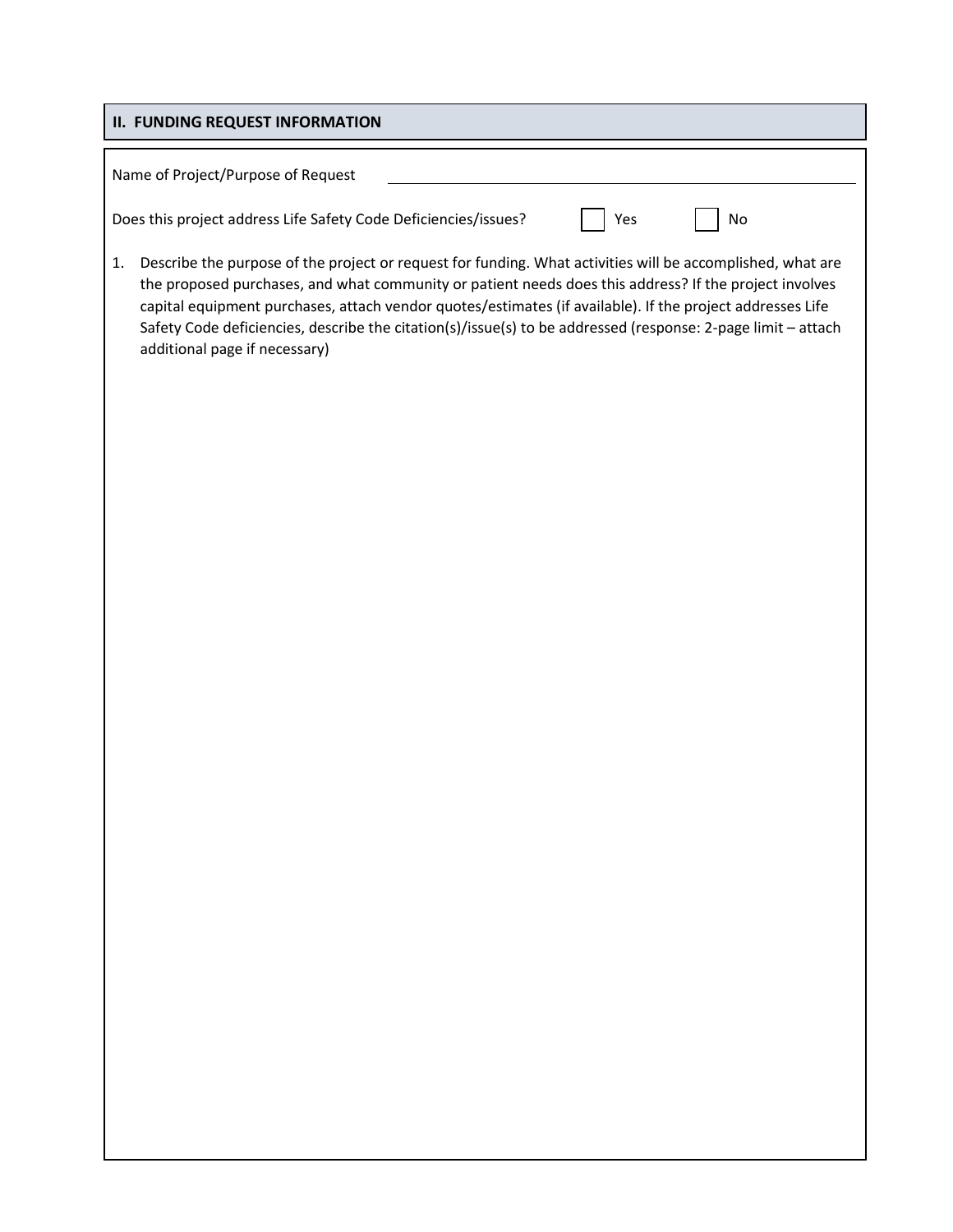## II. FUNDING REQUEST INFORMATION

Name of Project/Purpose of Request ______________________________

Does this project address Life Safety Code Deficiencies/issues? ☐ Yes ☐ No

1. Describe the purpose of the project or request for funding. What activities will be accomplished, what are the proposed purchases, and what community or patient needs does this address? If the project involves capital equipment purchases, attach vendor quotes/estimates (if available). If the project addresses Life Safety Code deficiencies, describe the citation(s)/issue(s) to be addressed (response: 2-page limit – attach additional page if necessary)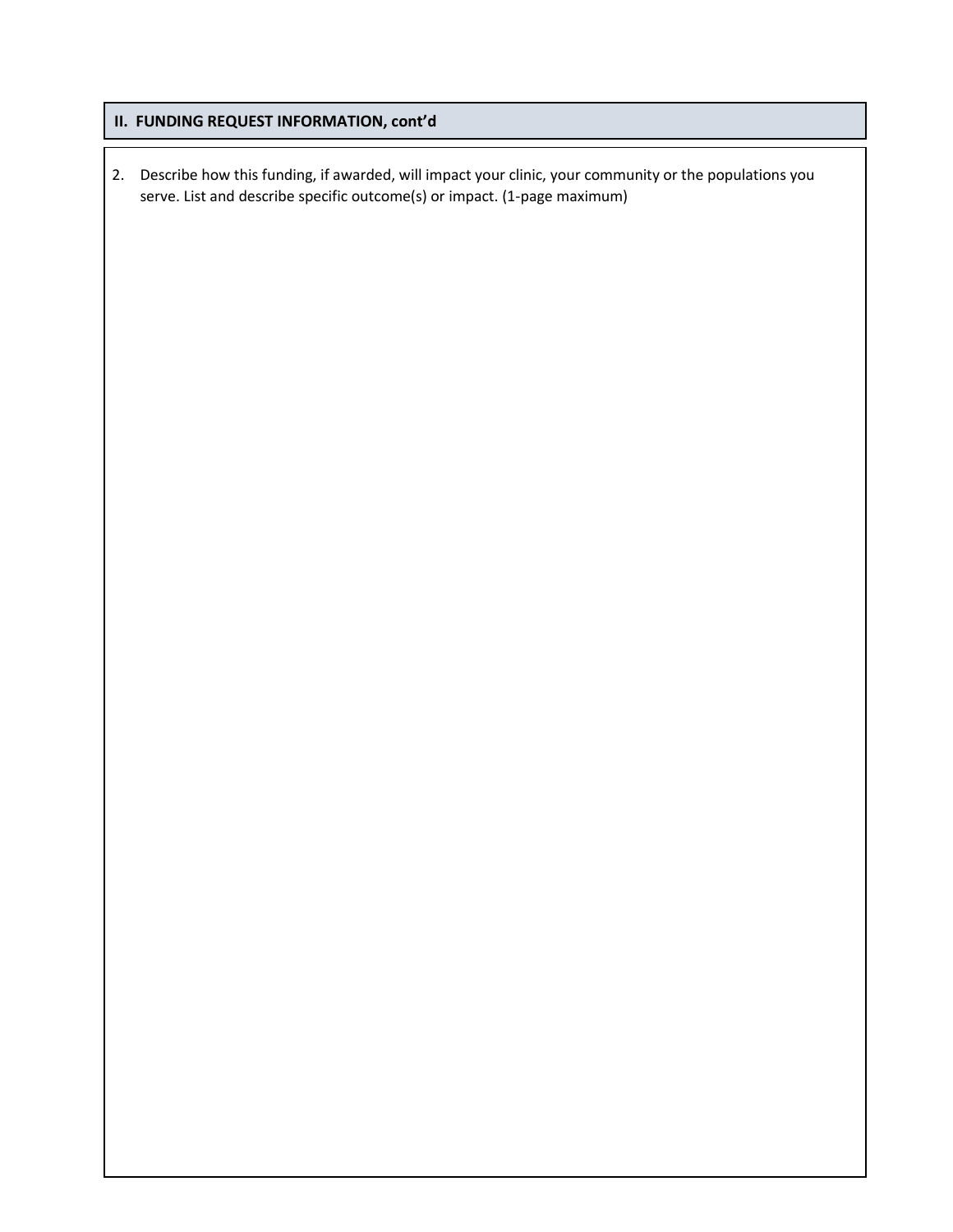## II. FUNDING REQUEST INFORMATION, cont'd

2. Describe how this funding, if awarded, will impact your clinic, your community or the populations you serve. List and describe specific outcome(s) or impact. (1-page maximum)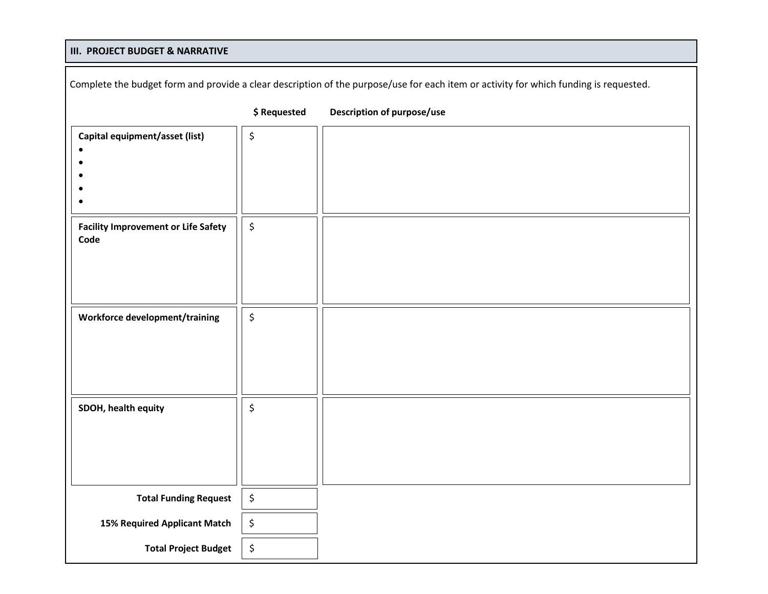## III. PROJECT BUDGET & NARRATIVE

Complete the budget form and provide a clear description of the purpose/use for each item or activity for which funding is requested.

| | $ Requested | Description of purpose/use |
|---|---|---|
| **Capital equipment/asset (list)**<br>•<br>•<br>•<br>•<br>• | $ | |
| **Facility Improvement or Life Safety Code** | $ | |
| **Workforce development/training** | $ | |
| **SDOH, health equity** | $ | |
| **Total Funding Request** | $ | |
| **15% Required Applicant Match** | $ | |
| **Total Project Budget** | $ | |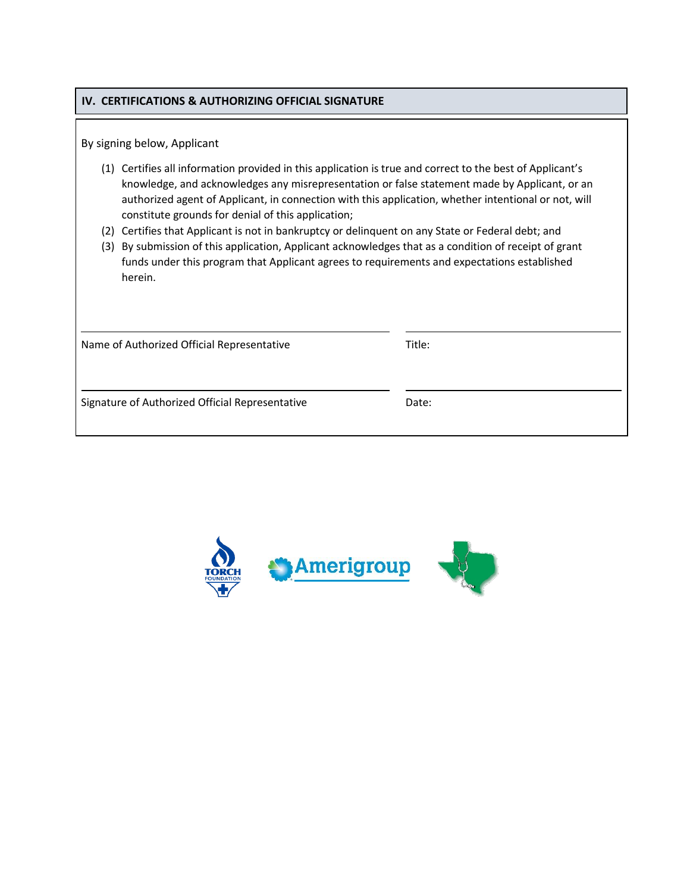## IV. CERTIFICATIONS & AUTHORIZING OFFICIAL SIGNATURE

By signing below, Applicant

1. Certifies all information provided in this application is true and correct to the best of Applicant's knowledge, and acknowledges any misrepresentation or false statement made by Applicant, or an authorized agent of Applicant, in connection with this application, whether intentional or not, will constitute grounds for denial of this application;
2. Certifies that Applicant is not in bankruptcy or delinquent on any State or Federal debt; and
3. By submission of this application, Applicant acknowledges that as a condition of receipt of grant funds under this program that Applicant agrees to requirements and expectations established herein.

| | |
|---|---|
| Name of Authorized Official Representative | Title: |
| Signature of Authorized Official Representative | Date: |